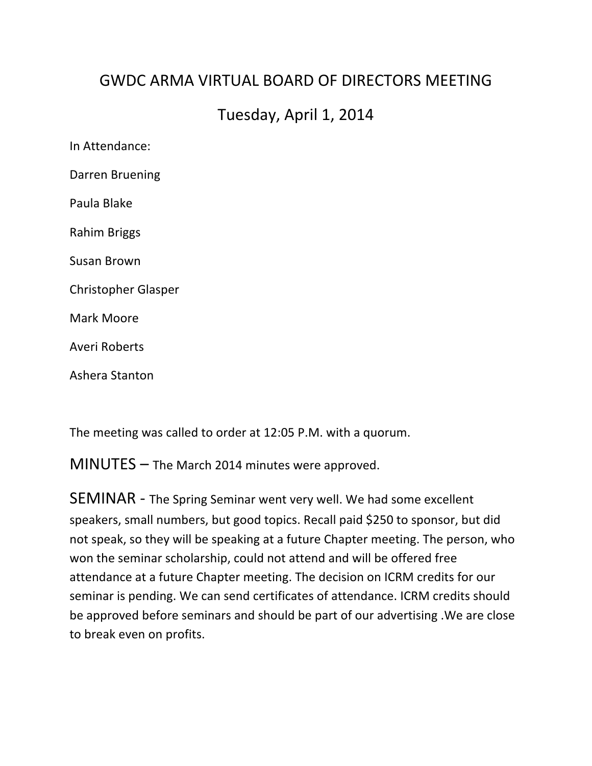# GWDC ARMA VIRTUAL BOARD OF DIRECTORS MEETING

## Tuesday, April 1, 2014

In Attendance:

Darren Bruening

Paula Blake

Rahim Briggs

Susan Brown

Christopher Glasper

Mark Moore

Averi Roberts

Ashera Stanton

The meeting was called to order at 12:05 P.M. with a quorum.

**MINUTES** – The March 2014 minutes were approved.

**SEMINAR** - The Spring Seminar went very well. We had some excellent speakers, small numbers, but good topics. Recall paid $250 to sponsor, but did not speak, so they will be speaking at a future Chapter meeting. The person, who won the seminar scholarship, could not attend and will be offered free attendance at a future Chapter meeting. The decision on ICRM credits for our seminar is pending. We can send certificates of attendance. ICRM credits should be approved before seminars and should be part of our advertising .We are close to break even on profits.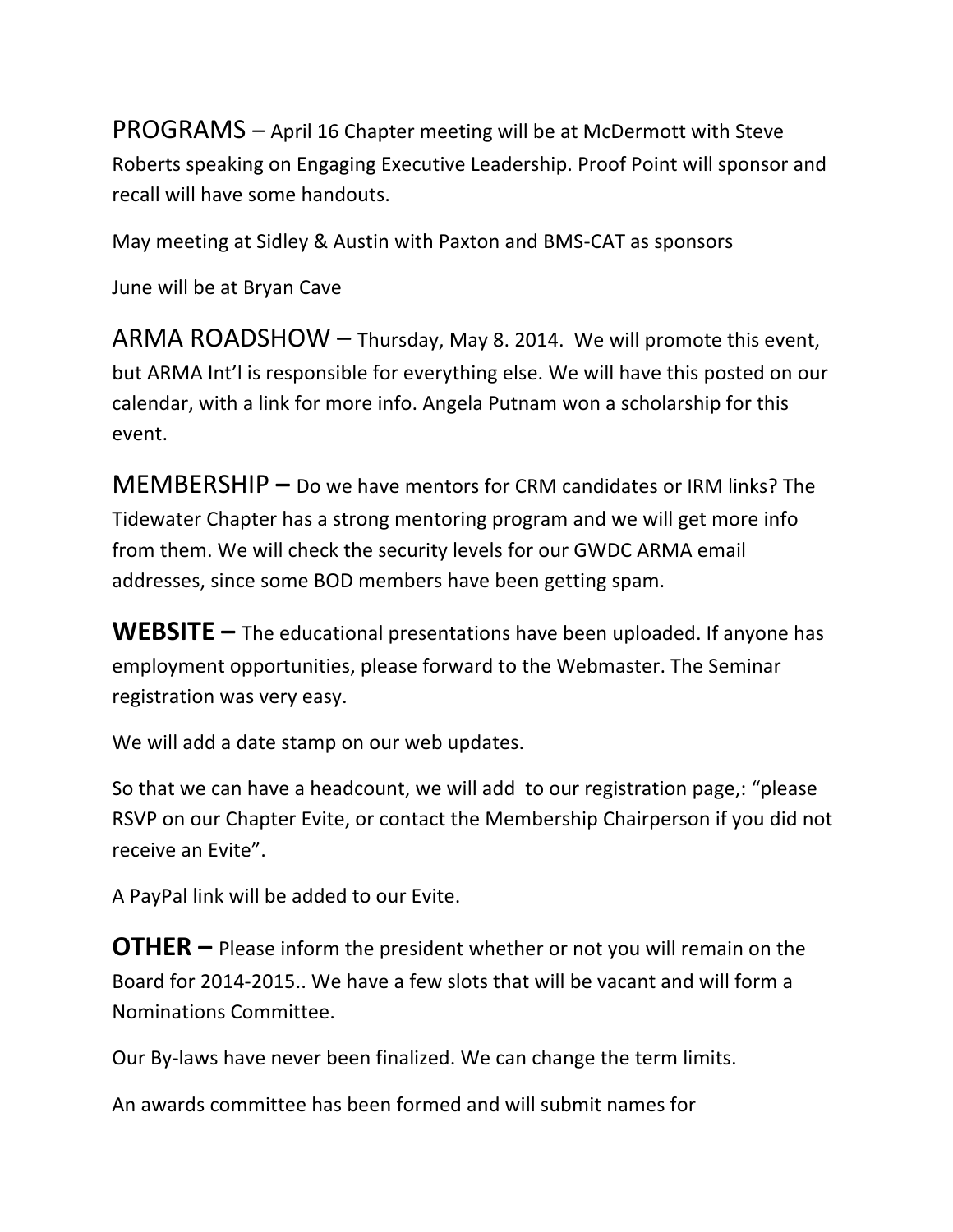PROGRAMS – April 16 Chapter meeting will be at McDermott with Steve Roberts speaking on Engaging Executive Leadership. Proof Point will sponsor and recall will have some handouts.

May meeting at Sidley & Austin with Paxton and BMS-CAT as sponsors

June will be at Bryan Cave

ARMA ROADSHOW – Thursday, May 8. 2014. We will promote this event, but ARMA Int'l is responsible for everything else. We will have this posted on our calendar, with a link for more info. Angela Putnam won a scholarship for this event.

MEMBERSHIP – Do we have mentors for CRM candidates or IRM links? The Tidewater Chapter has a strong mentoring program and we will get more info from them. We will check the security levels for our GWDC ARMA email addresses, since some BOD members have been getting spam.

**WEBSITE –** The educational presentations have been uploaded. If anyone has employment opportunities, please forward to the Webmaster. The Seminar registration was very easy.

We will add a date stamp on our web updates.

So that we can have a headcount, we will add to our registration page,: "please RSVP on our Chapter Evite, or contact the Membership Chairperson if you did not receive an Evite".

A PayPal link will be added to our Evite.

**OTHER –** Please inform the president whether or not you will remain on the Board for 2014-2015.. We have a few slots that will be vacant and will form a Nominations Committee.

Our By-laws have never been finalized. We can change the term limits.

An awards committee has been formed and will submit names for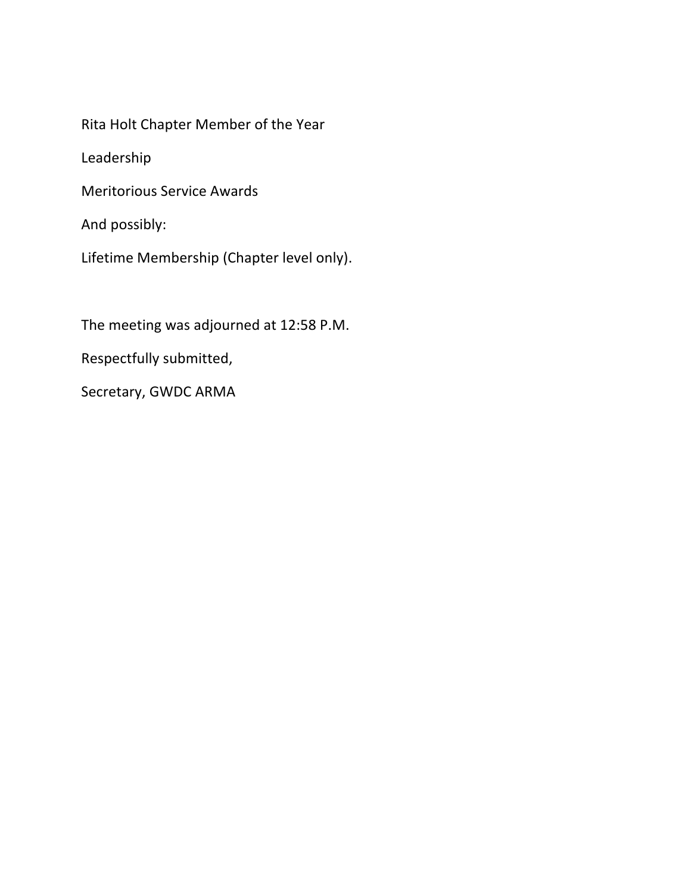Rita Holt Chapter Member of the Year

Leadership

Meritorious Service Awards

And possibly:

Lifetime Membership (Chapter level only).

The meeting was adjourned at 12:58 P.M.

Respectfully submitted,

Secretary, GWDC ARMA